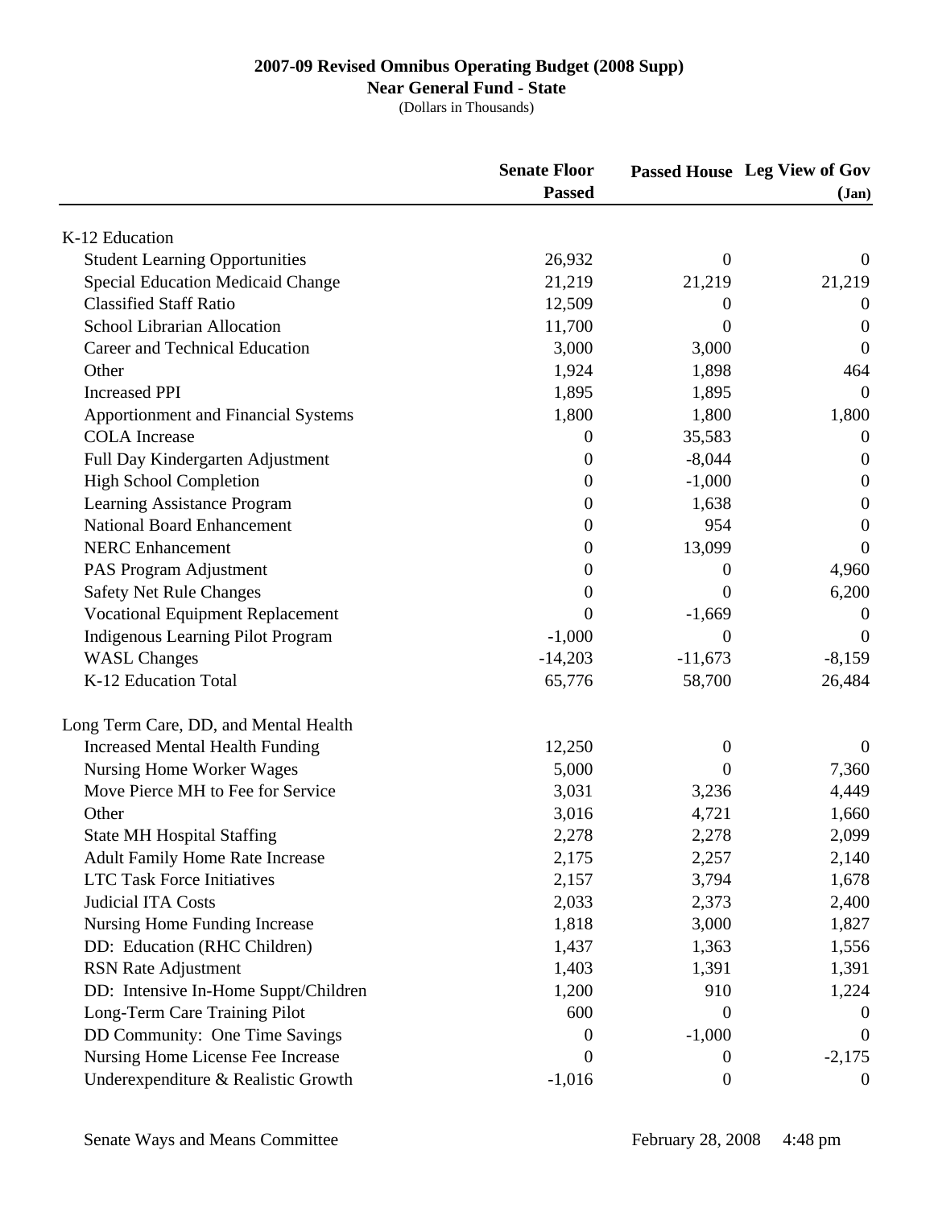# 2007-09 Revised Omnibus Operating Budget (2008 Supp)

## Near General Fund - State

(Dollars in Thousands)

| | Senate Floor Passed | Passed House | Leg View of Gov (Jan) |
|---|---|---|---|
| K-12 Education | | | |
| Student Learning Opportunities | 26,932 | 0 | 0 |
| Special Education Medicaid Change | 21,219 | 21,219 | 21,219 |
| Classified Staff Ratio | 12,509 | 0 | 0 |
| School Librarian Allocation | 11,700 | 0 | 0 |
| Career and Technical Education | 3,000 | 3,000 | 0 |
| Other | 1,924 | 1,898 | 464 |
| Increased PPI | 1,895 | 1,895 | 0 |
| Apportionment and Financial Systems | 1,800 | 1,800 | 1,800 |
| COLA Increase | 0 | 35,583 | 0 |
| Full Day Kindergarten Adjustment | 0 | -8,044 | 0 |
| High School Completion | 0 | -1,000 | 0 |
| Learning Assistance Program | 0 | 1,638 | 0 |
| National Board Enhancement | 0 | 954 | 0 |
| NERC Enhancement | 0 | 13,099 | 0 |
| PAS Program Adjustment | 0 | 0 | 4,960 |
| Safety Net Rule Changes | 0 | 0 | 6,200 |
| Vocational Equipment Replacement | 0 | -1,669 | 0 |
| Indigenous Learning Pilot Program | -1,000 | 0 | 0 |
| WASL Changes | -14,203 | -11,673 | -8,159 |
| K-12 Education Total | 65,776 | 58,700 | 26,484 |
| | | | |
| Long Term Care, DD, and Mental Health | | | |
| Increased Mental Health Funding | 12,250 | 0 | 0 |
| Nursing Home Worker Wages | 5,000 | 0 | 7,360 |
| Move Pierce MH to Fee for Service | 3,031 | 3,236 | 4,449 |
| Other | 3,016 | 4,721 | 1,660 |
| State MH Hospital Staffing | 2,278 | 2,278 | 2,099 |
| Adult Family Home Rate Increase | 2,175 | 2,257 | 2,140 |
| LTC Task Force Initiatives | 2,157 | 3,794 | 1,678 |
| Judicial ITA Costs | 2,033 | 2,373 | 2,400 |
| Nursing Home Funding Increase | 1,818 | 3,000 | 1,827 |
| DD: Education (RHC Children) | 1,437 | 1,363 | 1,556 |
| RSN Rate Adjustment | 1,403 | 1,391 | 1,391 |
| DD: Intensive In-Home Suppt/Children | 1,200 | 910 | 1,224 |
| Long-Term Care Training Pilot | 600 | 0 | 0 |
| DD Community: One Time Savings | 0 | -1,000 | 0 |
| Nursing Home License Fee Increase | 0 | 0 | -2,175 |
| Underexpenditure & Realistic Growth | -1,016 | 0 | 0 |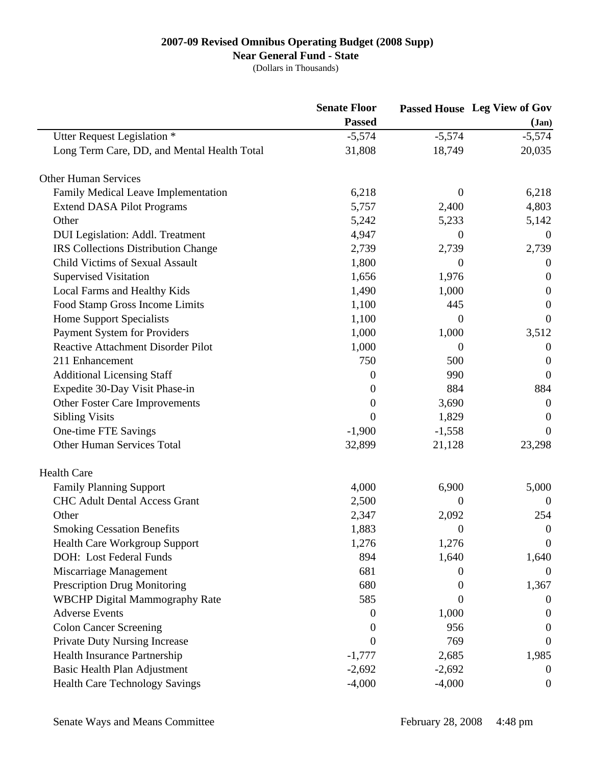**2007-09 Revised Omnibus Operating Budget (2008 Supp)**
**Near General Fund - State**
(Dollars in Thousands)

| | Senate Floor Passed | Passed House | Leg View of Gov (Jan) |
|---|---|---|---|
| Utter Request Legislation * | -5,574 | -5,574 | -5,574 |
| Long Term Care, DD, and Mental Health Total | 31,808 | 18,749 | 20,035 |
| | | | |
| Other Human Services | | | |
| Family Medical Leave Implementation | 6,218 | 0 | 6,218 |
| Extend DASA Pilot Programs | 5,757 | 2,400 | 4,803 |
| Other | 5,242 | 5,233 | 5,142 |
| DUI Legislation: Addl. Treatment | 4,947 | 0 | 0 |
| IRS Collections Distribution Change | 2,739 | 2,739 | 2,739 |
| Child Victims of Sexual Assault | 1,800 | 0 | 0 |
| Supervised Visitation | 1,656 | 1,976 | 0 |
| Local Farms and Healthy Kids | 1,490 | 1,000 | 0 |
| Food Stamp Gross Income Limits | 1,100 | 445 | 0 |
| Home Support Specialists | 1,100 | 0 | 0 |
| Payment System for Providers | 1,000 | 1,000 | 3,512 |
| Reactive Attachment Disorder Pilot | 1,000 | 0 | 0 |
| 211 Enhancement | 750 | 500 | 0 |
| Additional Licensing Staff | 0 | 990 | 0 |
| Expedite 30-Day Visit Phase-in | 0 | 884 | 884 |
| Other Foster Care Improvements | 0 | 3,690 | 0 |
| Sibling Visits | 0 | 1,829 | 0 |
| One-time FTE Savings | -1,900 | -1,558 | 0 |
| Other Human Services Total | 32,899 | 21,128 | 23,298 |
| | | | |
| Health Care | | | |
| Family Planning Support | 4,000 | 6,900 | 5,000 |
| CHC Adult Dental Access Grant | 2,500 | 0 | 0 |
| Other | 2,347 | 2,092 | 254 |
| Smoking Cessation Benefits | 1,883 | 0 | 0 |
| Health Care Workgroup Support | 1,276 | 1,276 | 0 |
| DOH: Lost Federal Funds | 894 | 1,640 | 1,640 |
| Miscarriage Management | 681 | 0 | 0 |
| Prescription Drug Monitoring | 680 | 0 | 1,367 |
| WBCHP Digital Mammography Rate | 585 | 0 | 0 |
| Adverse Events | 0 | 1,000 | 0 |
| Colon Cancer Screening | 0 | 956 | 0 |
| Private Duty Nursing Increase | 0 | 769 | 0 |
| Health Insurance Partnership | -1,777 | 2,685 | 1,985 |
| Basic Health Plan Adjustment | -2,692 | -2,692 | 0 |
| Health Care Technology Savings | -4,000 | -4,000 | 0 |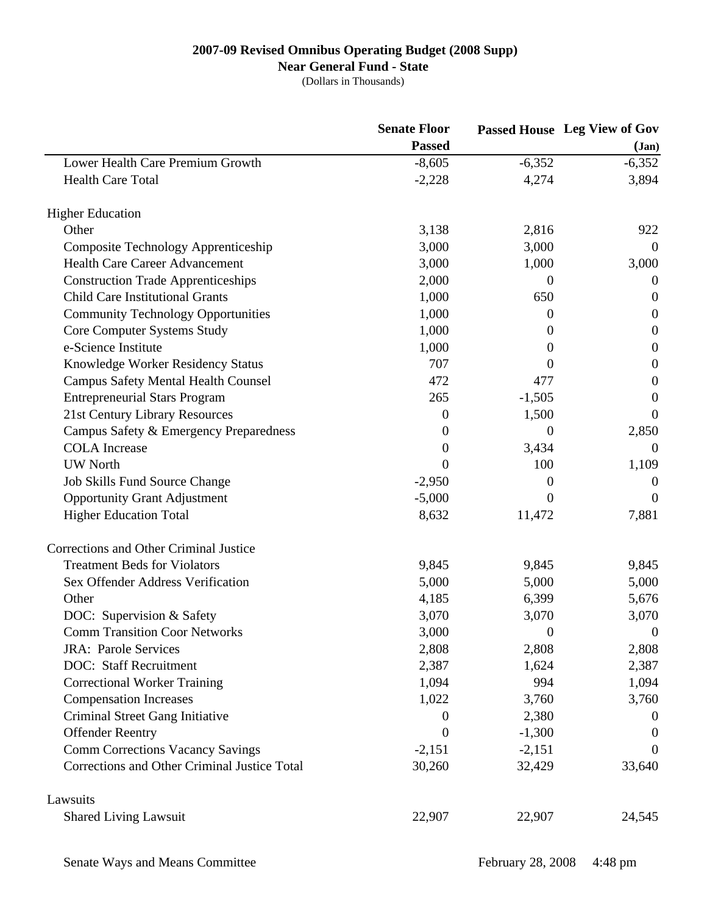**2007-09 Revised Omnibus Operating Budget (2008 Supp)**
**Near General Fund - State**
(Dollars in Thousands)

| | Senate Floor Passed | Passed House | Leg View of Gov (Jan) |
|---|---|---|---|
| Lower Health Care Premium Growth | -8,605 | -6,352 | -6,352 |
| Health Care Total | -2,228 | 4,274 | 3,894 |
| | | | |
| **Higher Education** | | | |
| Other | 3,138 | 2,816 | 922 |
| Composite Technology Apprenticeship | 3,000 | 3,000 | 0 |
| Health Care Career Advancement | 3,000 | 1,000 | 3,000 |
| Construction Trade Apprenticeships | 2,000 | 0 | 0 |
| Child Care Institutional Grants | 1,000 | 650 | 0 |
| Community Technology Opportunities | 1,000 | 0 | 0 |
| Core Computer Systems Study | 1,000 | 0 | 0 |
| e-Science Institute | 1,000 | 0 | 0 |
| Knowledge Worker Residency Status | 707 | 0 | 0 |
| Campus Safety Mental Health Counsel | 472 | 477 | 0 |
| Entrepreneurial Stars Program | 265 | -1,505 | 0 |
| 21st Century Library Resources | 0 | 1,500 | 0 |
| Campus Safety & Emergency Preparedness | 0 | 0 | 2,850 |
| COLA Increase | 0 | 3,434 | 0 |
| UW North | 0 | 100 | 1,109 |
| Job Skills Fund Source Change | -2,950 | 0 | 0 |
| Opportunity Grant Adjustment | -5,000 | 0 | 0 |
| Higher Education Total | 8,632 | 11,472 | 7,881 |
| | | | |
| **Corrections and Other Criminal Justice** | | | |
| Treatment Beds for Violators | 9,845 | 9,845 | 9,845 |
| Sex Offender Address Verification | 5,000 | 5,000 | 5,000 |
| Other | 4,185 | 6,399 | 5,676 |
| DOC: Supervision & Safety | 3,070 | 3,070 | 3,070 |
| Comm Transition Coor Networks | 3,000 | 0 | 0 |
| JRA: Parole Services | 2,808 | 2,808 | 2,808 |
| DOC: Staff Recruitment | 2,387 | 1,624 | 2,387 |
| Correctional Worker Training | 1,094 | 994 | 1,094 |
| Compensation Increases | 1,022 | 3,760 | 3,760 |
| Criminal Street Gang Initiative | 0 | 2,380 | 0 |
| Offender Reentry | 0 | -1,300 | 0 |
| Comm Corrections Vacancy Savings | -2,151 | -2,151 | 0 |
| Corrections and Other Criminal Justice Total | 30,260 | 32,429 | 33,640 |
| | | | |
| **Lawsuits** | | | |
| Shared Living Lawsuit | 22,907 | 22,907 | 24,545 |

Senate Ways and Means Committee — February 28, 2008 4:48 pm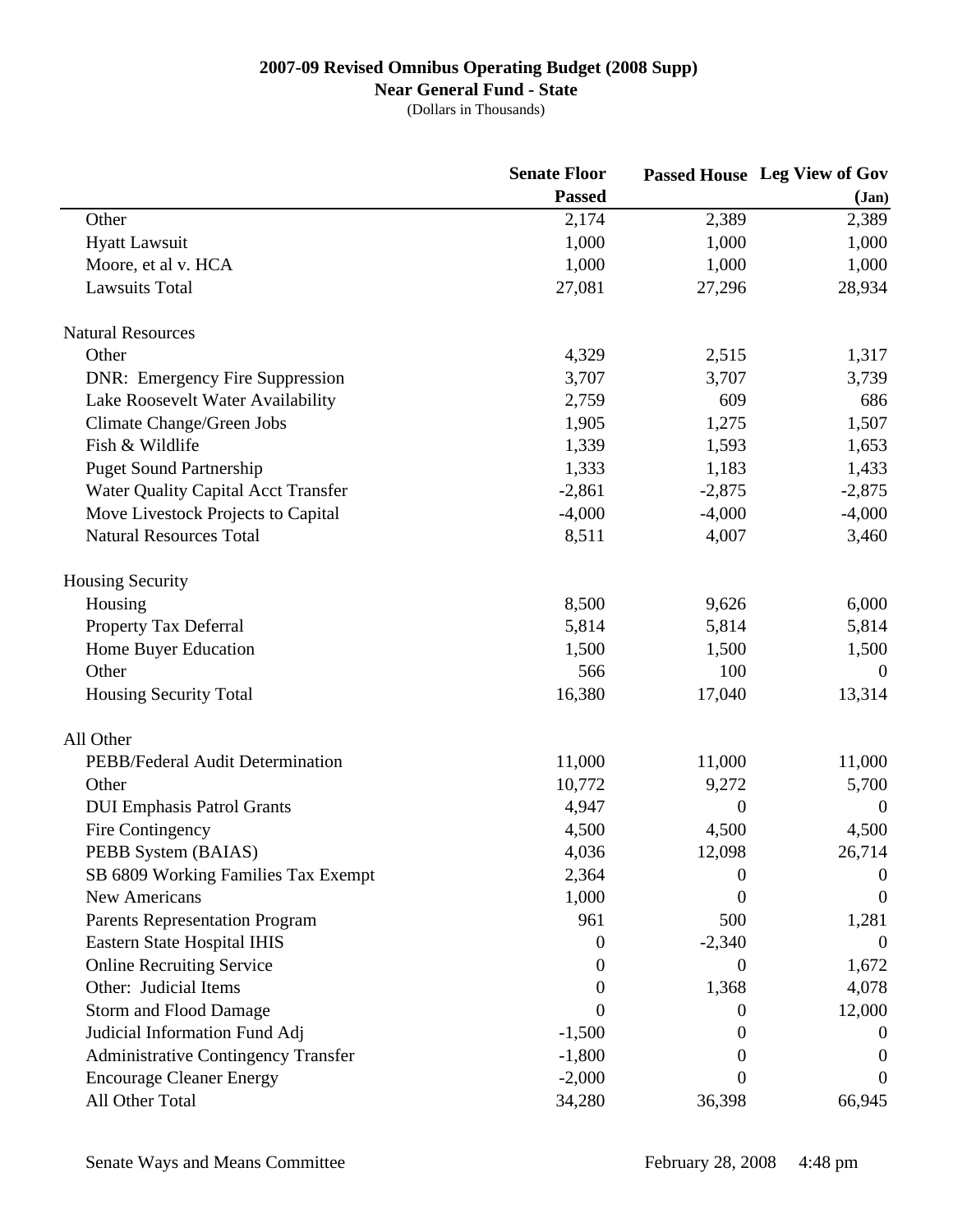# 2007-09 Revised Omnibus Operating Budget (2008 Supp)

**Near General Fund - State**

(Dollars in Thousands)

| | Senate Floor Passed | Passed House | Leg View of Gov (Jan) |
|---|---|---|---|
| Other | 2,174 | 2,389 | 2,389 |
| Hyatt Lawsuit | 1,000 | 1,000 | 1,000 |
| Moore, et al v. HCA | 1,000 | 1,000 | 1,000 |
| Lawsuits Total | 27,081 | 27,296 | 28,934 |
| | | | |
| Natural Resources | | | |
| Other | 4,329 | 2,515 | 1,317 |
| DNR: Emergency Fire Suppression | 3,707 | 3,707 | 3,739 |
| Lake Roosevelt Water Availability | 2,759 | 609 | 686 |
| Climate Change/Green Jobs | 1,905 | 1,275 | 1,507 |
| Fish & Wildlife | 1,339 | 1,593 | 1,653 |
| Puget Sound Partnership | 1,333 | 1,183 | 1,433 |
| Water Quality Capital Acct Transfer | -2,861 | -2,875 | -2,875 |
| Move Livestock Projects to Capital | -4,000 | -4,000 | -4,000 |
| Natural Resources Total | 8,511 | 4,007 | 3,460 |
| | | | |
| Housing Security | | | |
| Housing | 8,500 | 9,626 | 6,000 |
| Property Tax Deferral | 5,814 | 5,814 | 5,814 |
| Home Buyer Education | 1,500 | 1,500 | 1,500 |
| Other | 566 | 100 | 0 |
| Housing Security Total | 16,380 | 17,040 | 13,314 |
| | | | |
| All Other | | | |
| PEBB/Federal Audit Determination | 11,000 | 11,000 | 11,000 |
| Other | 10,772 | 9,272 | 5,700 |
| DUI Emphasis Patrol Grants | 4,947 | 0 | 0 |
| Fire Contingency | 4,500 | 4,500 | 4,500 |
| PEBB System (BAIAS) | 4,036 | 12,098 | 26,714 |
| SB 6809 Working Families Tax Exempt | 2,364 | 0 | 0 |
| New Americans | 1,000 | 0 | 0 |
| Parents Representation Program | 961 | 500 | 1,281 |
| Eastern State Hospital IHIS | 0 | -2,340 | 0 |
| Online Recruiting Service | 0 | 0 | 1,672 |
| Other: Judicial Items | 0 | 1,368 | 4,078 |
| Storm and Flood Damage | 0 | 0 | 12,000 |
| Judicial Information Fund Adj | -1,500 | 0 | 0 |
| Administrative Contingency Transfer | -1,800 | 0 | 0 |
| Encourage Cleaner Energy | -2,000 | 0 | 0 |
| All Other Total | 34,280 | 36,398 | 66,945 |

Senate Ways and Means Committee February 28, 2008 4:48 pm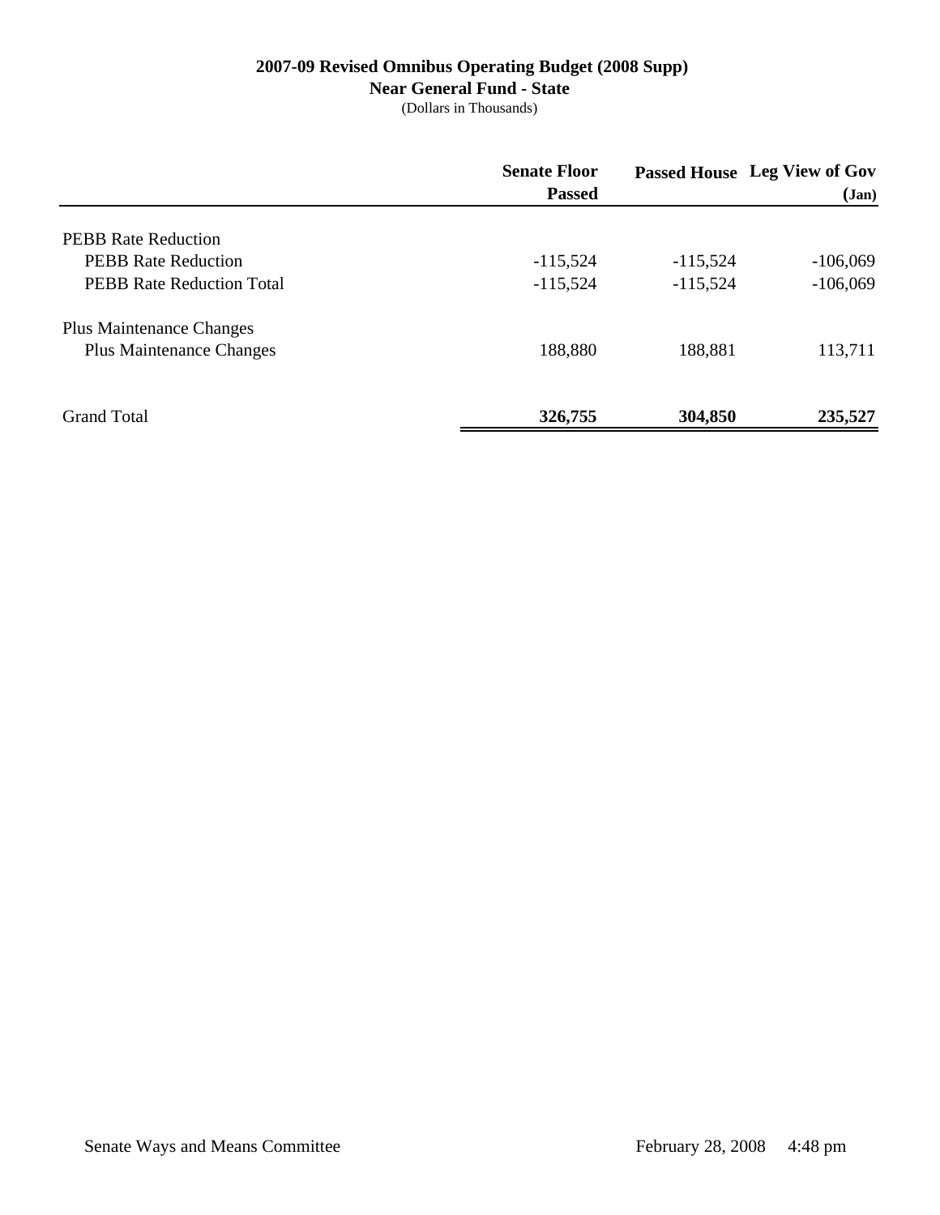**2007-09 Revised Omnibus Operating Budget (2008 Supp)**
**Near General Fund - State**
(Dollars in Thousands)

| | Senate Floor Passed | Passed House | Leg View of Gov (Jan) |
|---|---|---|---|
| PEBB Rate Reduction | | | |
| PEBB Rate Reduction | -115,524 | -115,524 | -106,069 |
| PEBB Rate Reduction Total | -115,524 | -115,524 | -106,069 |
| Plus Maintenance Changes | | | |
| Plus Maintenance Changes | 188,880 | 188,881 | 113,711 |
| Grand Total | **326,755** | **304,850** | **235,527** |

Senate Ways and Means Committee February 28, 2008 4:48 pm